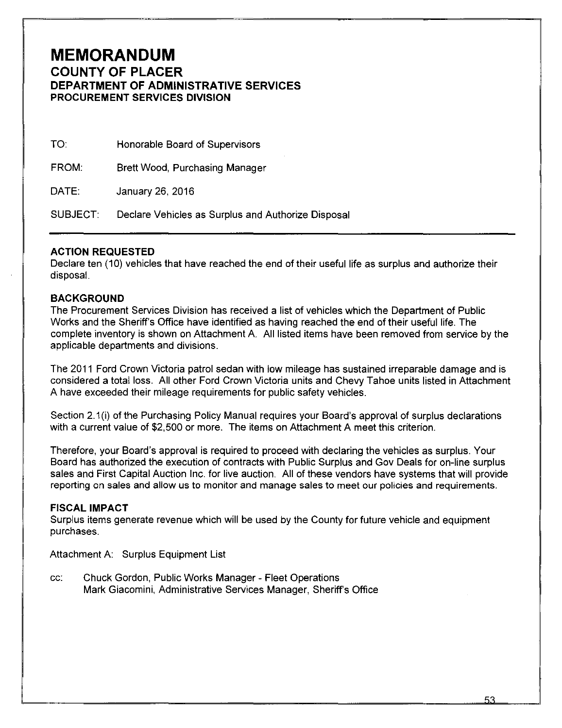# MEMORANDUM

## COUNTY OF PLACER

### DEPARTMENT OF ADMINISTRATIVE SERVICES

#### PROCUREMENT SERVICES DIVISION

TO: Honorable Board of Supervisors

FROM: Brett Wood, Purchasing Manager

DATE: January 26, 2016

SUBJECT: Declare Vehicles as Surplus and Authorize Disposal

---

**ACTION REQUESTED**

Declare ten (10) vehicles that have reached the end of their useful life as surplus and authorize their disposal.

**BACKGROUND**

The Procurement Services Division has received a list of vehicles which the Department of Public Works and the Sheriff's Office have identified as having reached the end of their useful life. The complete inventory is shown on Attachment A. All listed items have been removed from service by the applicable departments and divisions.

The 2011 Ford Crown Victoria patrol sedan with low mileage has sustained irreparable damage and is considered a total loss. All other Ford Crown Victoria units and Chevy Tahoe units listed in Attachment A have exceeded their mileage requirements for public safety vehicles.

Section 2.1(i) of the Purchasing Policy Manual requires your Board's approval of surplus declarations with a current value of $2,500 or more. The items on Attachment A meet this criterion.

Therefore, your Board's approval is required to proceed with declaring the vehicles as surplus. Your Board has authorized the execution of contracts with Public Surplus and Gov Deals for on-line surplus sales and First Capital Auction Inc. for live auction. All of these vendors have systems that will provide reporting on sales and allow us to monitor and manage sales to meet our policies and requirements.

**FISCAL IMPACT**

Surplus items generate revenue which will be used by the County for future vehicle and equipment purchases.

Attachment A: Surplus Equipment List

cc: Chuck Gordon, Public Works Manager - Fleet Operations
Mark Giacomini, Administrative Services Manager, Sheriff's Office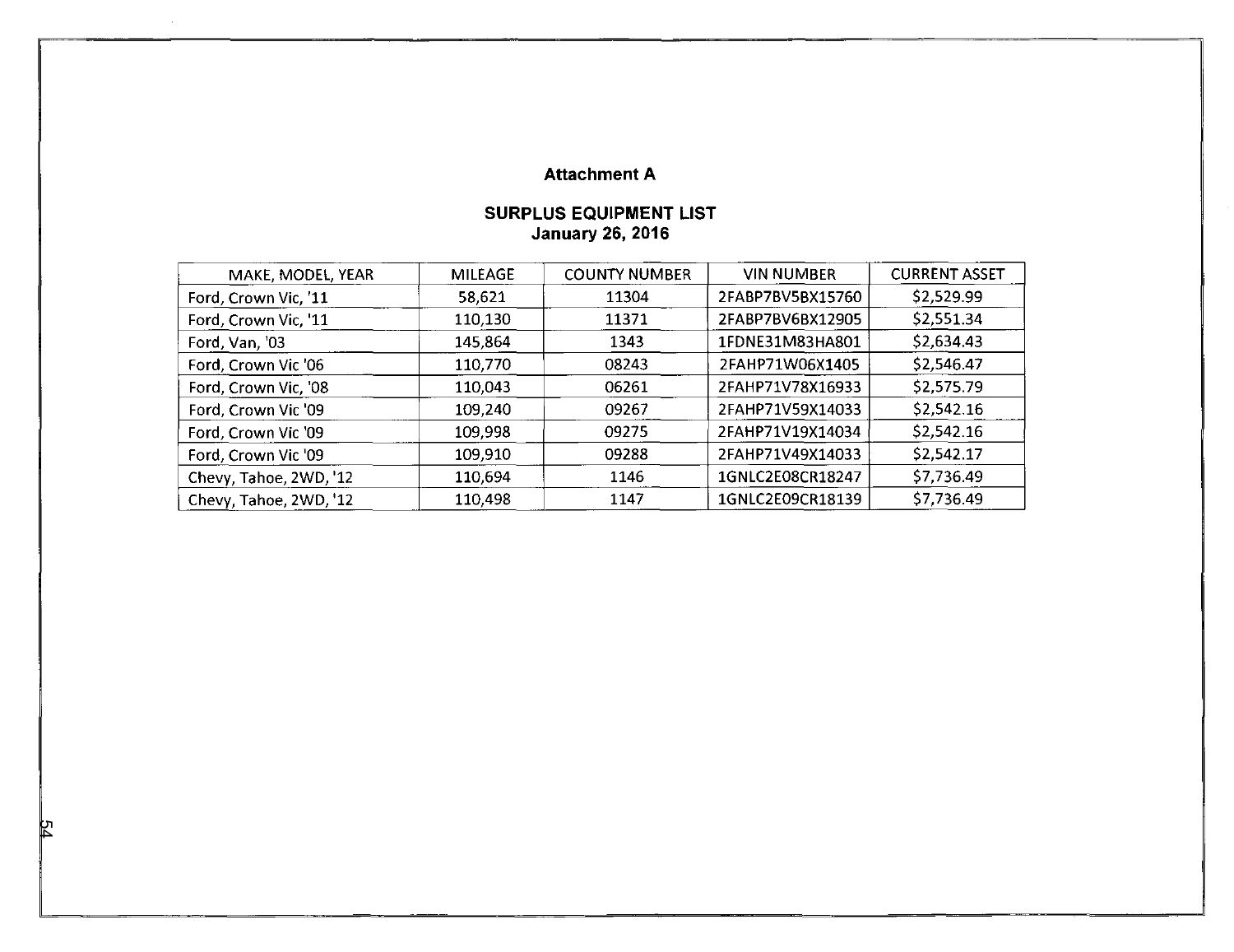**Attachment A**

**SURPLUS EQUIPMENT LIST**
**January 26, 2016**

| MAKE, MODEL, YEAR | MILEAGE | COUNTY NUMBER | VIN NUMBER | CURRENT ASSET |
|---|---|---|---|---|
| Ford, Crown Vic, '11 | 58,621 | 11304 | 2FABP7BV5BX15760 | $2,529.99 |
| Ford, Crown Vic, '11 | 110,130 | 11371 | 2FABP7BV6BX12905 | $2,551.34 |
| Ford, Van, '03 | 145,864 | 1343 | 1FDNE31M83HA801 | $2,634.43 |
| Ford, Crown Vic '06 | 110,770 | 08243 | 2FAHP71W06X1405 | $2,546.47 |
| Ford, Crown Vic, '08 | 110,043 | 06261 | 2FAHP71V78X16933 | $2,575.79 |
| Ford, Crown Vic '09 | 109,240 | 09267 | 2FAHP71V59X14033 | $2,542.16 |
| Ford, Crown Vic '09 | 109,998 | 09275 | 2FAHP71V19X14034 | $2,542.16 |
| Ford, Crown Vic '09 | 109,910 | 09288 | 2FAHP71V49X14033 | $2,542.17 |
| Chevy, Tahoe, 2WD, '12 | 110,694 | 1146 | 1GNLC2E08CR18247 | $7,736.49 |
| Chevy, Tahoe, 2WD, '12 | 110,498 | 1147 | 1GNLC2E09CR18139 | $7,736.49 |